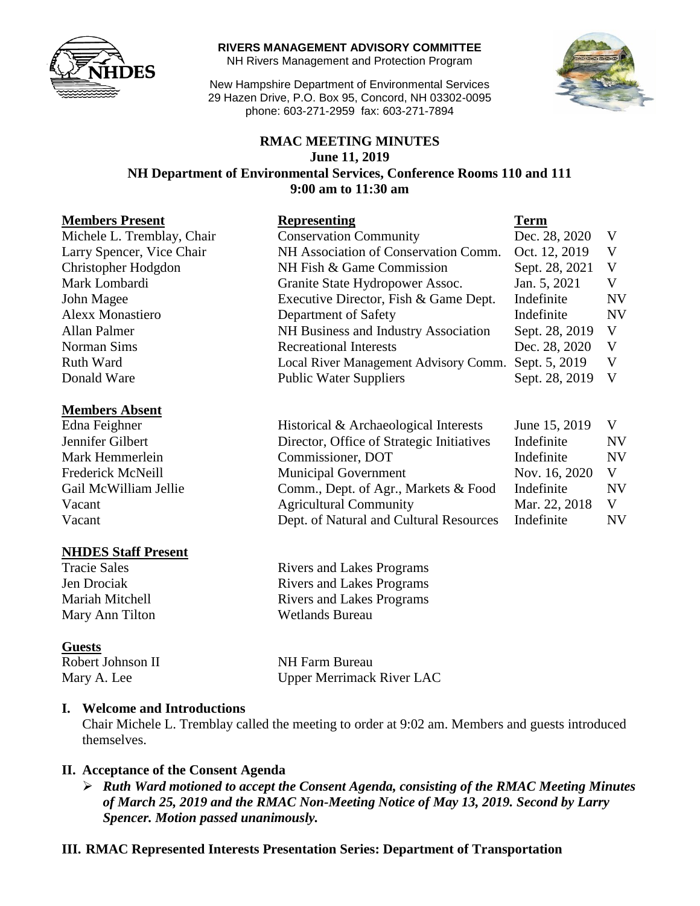**RIVERS MANAGEMENT ADVISORY COMMITTEE**
NH Rivers Management and Protection Program

New Hampshire Department of Environmental Services
29 Hazen Drive, P.O. Box 95, Concord, NH 03302-0095
phone: 603-271-2959 fax: 603-271-7894

# RMAC MEETING MINUTES
**June 11, 2019**
**NH Department of Environmental Services, Conference Rooms 110 and 111**
**9:00 am to 11:30 am**

| **Members Present** | **Representing** | **Term** | |
|---|---|---|---|
| Michele L. Tremblay, Chair | Conservation Community | Dec. 28, 2020 | V |
| Larry Spencer, Vice Chair | NH Association of Conservation Comm. | Oct. 12, 2019 | V |
| Christopher Hodgdon | NH Fish & Game Commission | Sept. 28, 2021 | V |
| Mark Lombardi | Granite State Hydropower Assoc. | Jan. 5, 2021 | V |
| John Magee | Executive Director, Fish & Game Dept. | Indefinite | NV |
| Alexx Monastiero | Department of Safety | Indefinite | NV |
| Allan Palmer | NH Business and Industry Association | Sept. 28, 2019 | V |
| Norman Sims | Recreational Interests | Dec. 28, 2020 | V |
| Ruth Ward | Local River Management Advisory Comm. | Sept. 5, 2019 | V |
| Donald Ware | Public Water Suppliers | Sept. 28, 2019 | V |

| **Members Absent** | | | |
|---|---|---|---|
| Edna Feighner | Historical & Archaeological Interests | June 15, 2019 | V |
| Jennifer Gilbert | Director, Office of Strategic Initiatives | Indefinite | NV |
| Mark Hemmerlein | Commissioner, DOT | Indefinite | NV |
| Frederick McNeill | Municipal Government | Nov. 16, 2020 | V |
| Gail McWilliam Jellie | Comm., Dept. of Agr., Markets & Food | Indefinite | NV |
| Vacant | Agricultural Community | Mar. 22, 2018 | V |
| Vacant | Dept. of Natural and Cultural Resources | Indefinite | NV |

| **NHDES Staff Present** | |
|---|---|
| Tracie Sales | Rivers and Lakes Programs |
| Jen Drociak | Rivers and Lakes Programs |
| Mariah Mitchell | Rivers and Lakes Programs |
| Mary Ann Tilton | Wetlands Bureau |

| **Guests** | |
|---|---|
| Robert Johnson II | NH Farm Bureau |
| Mary A. Lee | Upper Merrimack River LAC |

## I. Welcome and Introductions

Chair Michele L. Tremblay called the meeting to order at 9:02 am. Members and guests introduced themselves.

## II. Acceptance of the Consent Agenda

- ***Ruth Ward motioned to accept the Consent Agenda, consisting of the RMAC Meeting Minutes of March 25, 2019 and the RMAC Non-Meeting Notice of May 13, 2019. Second by Larry Spencer. Motion passed unanimously.***

## III. RMAC Represented Interests Presentation Series: Department of Transportation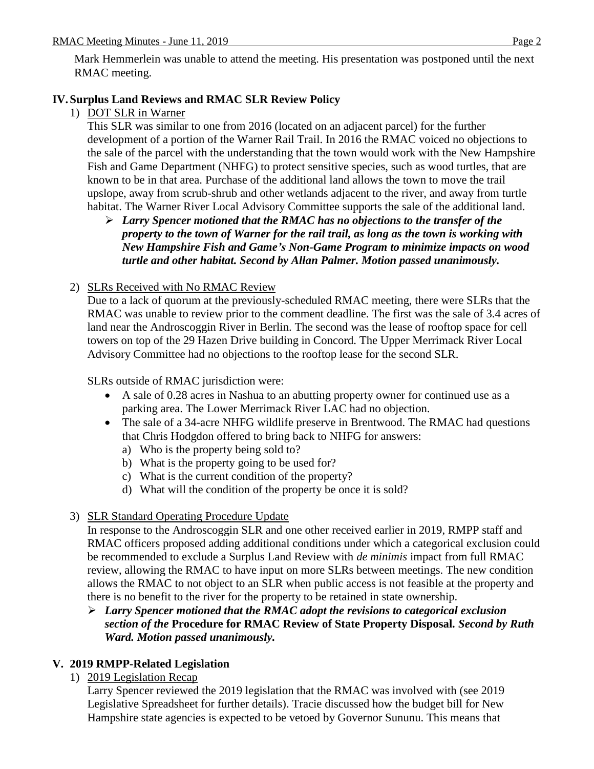Mark Hemmerlein was unable to attend the meeting. His presentation was postponed until the next RMAC meeting.

## IV. Surplus Land Reviews and RMAC SLR Review Policy

1) DOT SLR in Warner

This SLR was similar to one from 2016 (located on an adjacent parcel) for the further development of a portion of the Warner Rail Trail. In 2016 the RMAC voiced no objections to the sale of the parcel with the understanding that the town would work with the New Hampshire Fish and Game Department (NHFG) to protect sensitive species, such as wood turtles, that are known to be in that area. Purchase of the additional land allows the town to move the trail upslope, away from scrub-shrub and other wetlands adjacent to the river, and away from turtle habitat. The Warner River Local Advisory Committee supports the sale of the additional land.

- ***Larry Spencer motioned that the RMAC has no objections to the transfer of the property to the town of Warner for the rail trail, as long as the town is working with New Hampshire Fish and Game's Non-Game Program to minimize impacts on wood turtle and other habitat. Second by Allan Palmer. Motion passed unanimously.***

2) SLRs Received with No RMAC Review

Due to a lack of quorum at the previously-scheduled RMAC meeting, there were SLRs that the RMAC was unable to review prior to the comment deadline. The first was the sale of 3.4 acres of land near the Androscoggin River in Berlin. The second was the lease of rooftop space for cell towers on top of the 29 Hazen Drive building in Concord. The Upper Merrimack River Local Advisory Committee had no objections to the rooftop lease for the second SLR.

SLRs outside of RMAC jurisdiction were:

- A sale of 0.28 acres in Nashua to an abutting property owner for continued use as a parking area. The Lower Merrimack River LAC had no objection.
- The sale of a 34-acre NHFG wildlife preserve in Brentwood. The RMAC had questions that Chris Hodgdon offered to bring back to NHFG for answers:
  a) Who is the property being sold to?
  b) What is the property going to be used for?
  c) What is the current condition of the property?
  d) What will the condition of the property be once it is sold?

3) SLR Standard Operating Procedure Update

In response to the Androscoggin SLR and one other received earlier in 2019, RMPP staff and RMAC officers proposed adding additional conditions under which a categorical exclusion could be recommended to exclude a Surplus Land Review with *de minimis* impact from full RMAC review, allowing the RMAC to have input on more SLRs between meetings. The new condition allows the RMAC to not object to an SLR when public access is not feasible at the property and there is no benefit to the river for the property to be retained in state ownership.

- ***Larry Spencer motioned that the RMAC adopt the revisions to categorical exclusion section of the*** **Procedure for RMAC Review of State Property Disposal.** ***Second by Ruth Ward. Motion passed unanimously.***

## V. 2019 RMPP-Related Legislation

1) 2019 Legislation Recap

Larry Spencer reviewed the 2019 legislation that the RMAC was involved with (see 2019 Legislative Spreadsheet for further details). Tracie discussed how the budget bill for New Hampshire state agencies is expected to be vetoed by Governor Sununu. This means that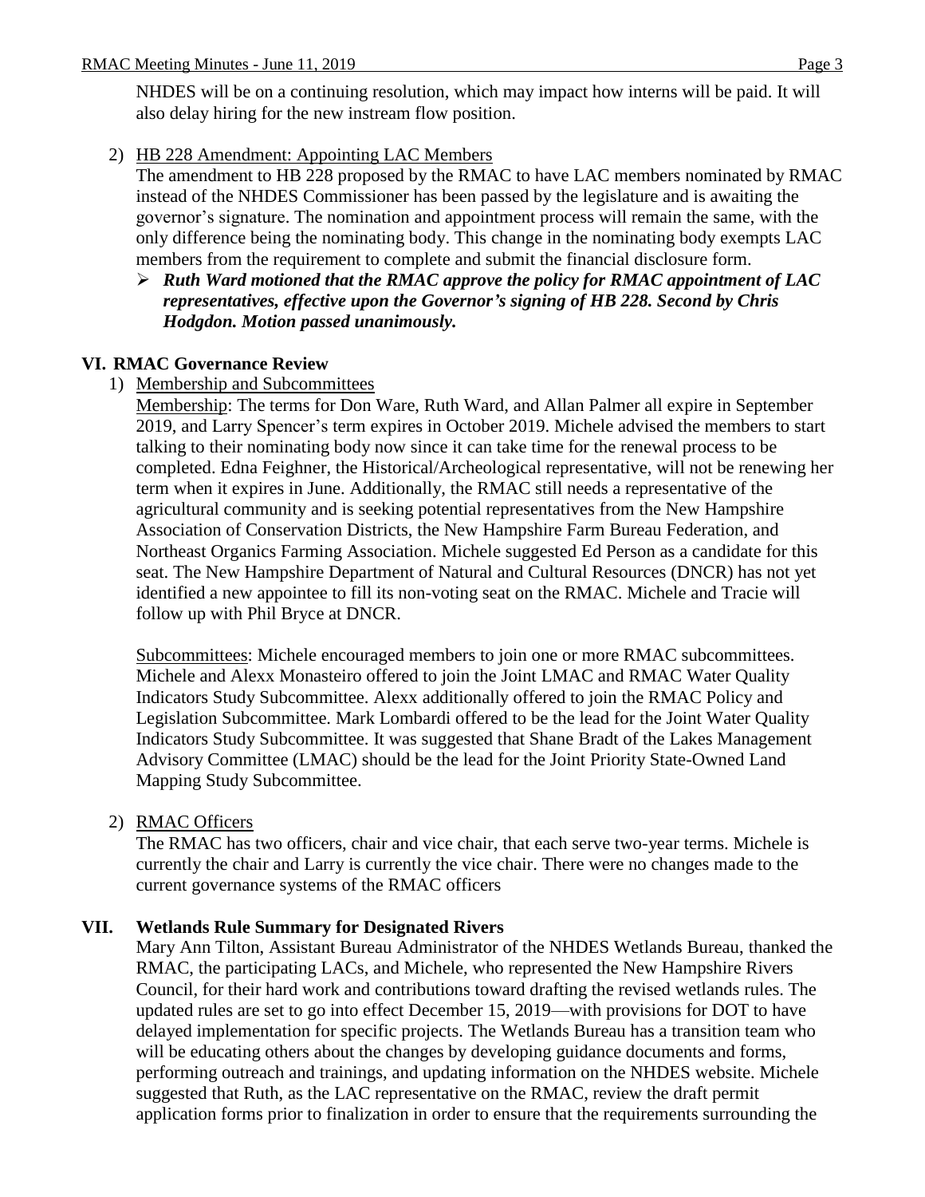NHDES will be on a continuing resolution, which may impact how interns will be paid. It will also delay hiring for the new instream flow position.

2) HB 228 Amendment: Appointing LAC Members

The amendment to HB 228 proposed by the RMAC to have LAC members nominated by RMAC instead of the NHDES Commissioner has been passed by the legislature and is awaiting the governor's signature. The nomination and appointment process will remain the same, with the only difference being the nominating body. This change in the nominating body exempts LAC members from the requirement to complete and submit the financial disclosure form.

- ***Ruth Ward motioned that the RMAC approve the policy for RMAC appointment of LAC representatives, effective upon the Governor's signing of HB 228. Second by Chris Hodgdon. Motion passed unanimously.***

## VI. RMAC Governance Review

1) Membership and Subcommittees

Membership: The terms for Don Ware, Ruth Ward, and Allan Palmer all expire in September 2019, and Larry Spencer's term expires in October 2019. Michele advised the members to start talking to their nominating body now since it can take time for the renewal process to be completed. Edna Feighner, the Historical/Archeological representative, will not be renewing her term when it expires in June. Additionally, the RMAC still needs a representative of the agricultural community and is seeking potential representatives from the New Hampshire Association of Conservation Districts, the New Hampshire Farm Bureau Federation, and Northeast Organics Farming Association. Michele suggested Ed Person as a candidate for this seat. The New Hampshire Department of Natural and Cultural Resources (DNCR) has not yet identified a new appointee to fill its non-voting seat on the RMAC. Michele and Tracie will follow up with Phil Bryce at DNCR.

Subcommittees: Michele encouraged members to join one or more RMAC subcommittees. Michele and Alexx Monasteiro offered to join the Joint LMAC and RMAC Water Quality Indicators Study Subcommittee. Alexx additionally offered to join the RMAC Policy and Legislation Subcommittee. Mark Lombardi offered to be the lead for the Joint Water Quality Indicators Study Subcommittee. It was suggested that Shane Bradt of the Lakes Management Advisory Committee (LMAC) should be the lead for the Joint Priority State-Owned Land Mapping Study Subcommittee.

2) RMAC Officers

The RMAC has two officers, chair and vice chair, that each serve two-year terms. Michele is currently the chair and Larry is currently the vice chair. There were no changes made to the current governance systems of the RMAC officers

## VII. Wetlands Rule Summary for Designated Rivers

Mary Ann Tilton, Assistant Bureau Administrator of the NHDES Wetlands Bureau, thanked the RMAC, the participating LACs, and Michele, who represented the New Hampshire Rivers Council, for their hard work and contributions toward drafting the revised wetlands rules. The updated rules are set to go into effect December 15, 2019—with provisions for DOT to have delayed implementation for specific projects. The Wetlands Bureau has a transition team who will be educating others about the changes by developing guidance documents and forms, performing outreach and trainings, and updating information on the NHDES website. Michele suggested that Ruth, as the LAC representative on the RMAC, review the draft permit application forms prior to finalization in order to ensure that the requirements surrounding the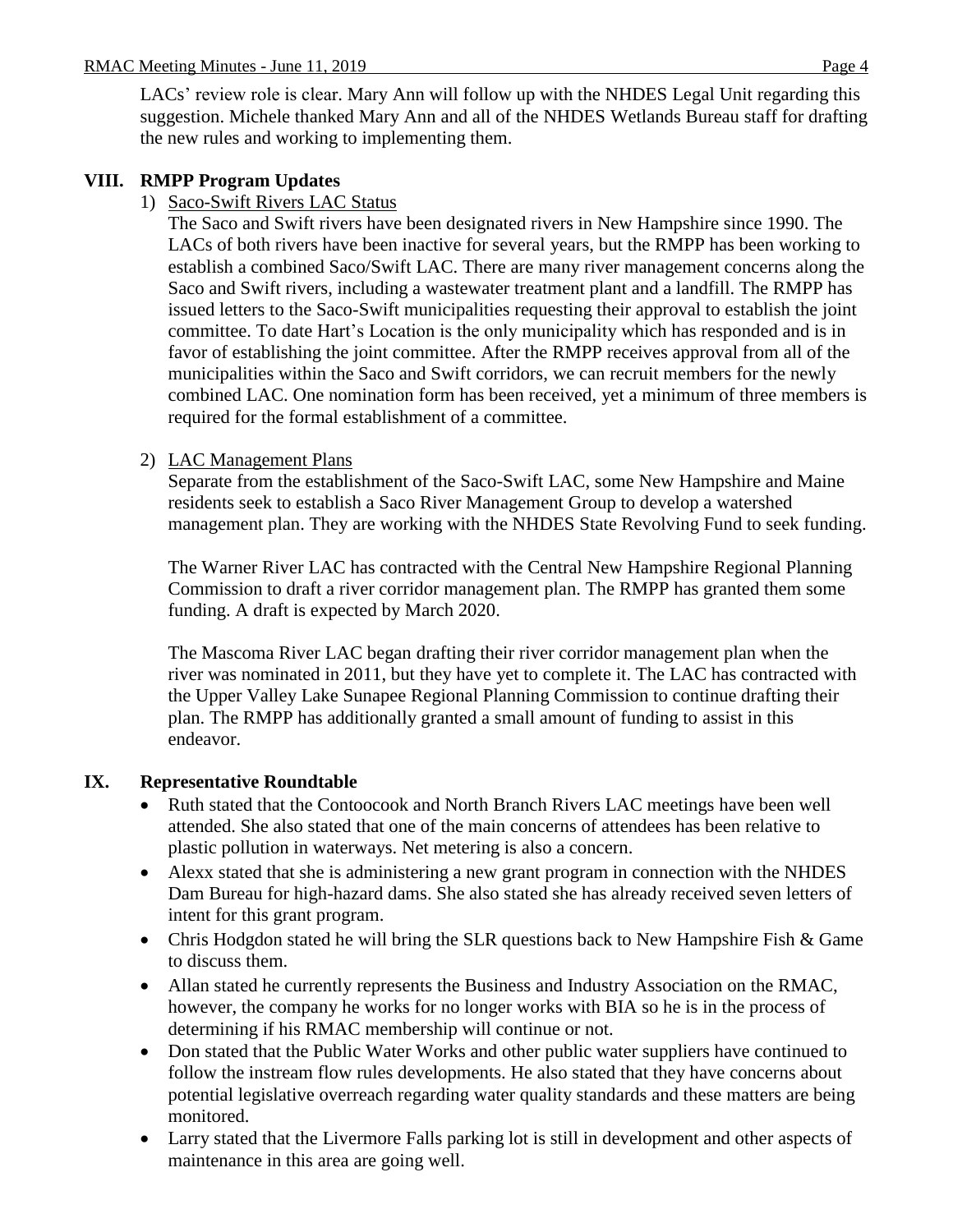LACs' review role is clear. Mary Ann will follow up with the NHDES Legal Unit regarding this suggestion. Michele thanked Mary Ann and all of the NHDES Wetlands Bureau staff for drafting the new rules and working to implementing them.

## VIII. RMPP Program Updates

1) Saco-Swift Rivers LAC Status

The Saco and Swift rivers have been designated rivers in New Hampshire since 1990. The LACs of both rivers have been inactive for several years, but the RMPP has been working to establish a combined Saco/Swift LAC. There are many river management concerns along the Saco and Swift rivers, including a wastewater treatment plant and a landfill. The RMPP has issued letters to the Saco-Swift municipalities requesting their approval to establish the joint committee. To date Hart's Location is the only municipality which has responded and is in favor of establishing the joint committee. After the RMPP receives approval from all of the municipalities within the Saco and Swift corridors, we can recruit members for the newly combined LAC. One nomination form has been received, yet a minimum of three members is required for the formal establishment of a committee.

2) LAC Management Plans

Separate from the establishment of the Saco-Swift LAC, some New Hampshire and Maine residents seek to establish a Saco River Management Group to develop a watershed management plan. They are working with the NHDES State Revolving Fund to seek funding.

The Warner River LAC has contracted with the Central New Hampshire Regional Planning Commission to draft a river corridor management plan. The RMPP has granted them some funding. A draft is expected by March 2020.

The Mascoma River LAC began drafting their river corridor management plan when the river was nominated in 2011, but they have yet to complete it. The LAC has contracted with the Upper Valley Lake Sunapee Regional Planning Commission to continue drafting their plan. The RMPP has additionally granted a small amount of funding to assist in this endeavor.

## IX. Representative Roundtable

- Ruth stated that the Contoocook and North Branch Rivers LAC meetings have been well attended. She also stated that one of the main concerns of attendees has been relative to plastic pollution in waterways. Net metering is also a concern.
- Alexx stated that she is administering a new grant program in connection with the NHDES Dam Bureau for high-hazard dams. She also stated she has already received seven letters of intent for this grant program.
- Chris Hodgdon stated he will bring the SLR questions back to New Hampshire Fish & Game to discuss them.
- Allan stated he currently represents the Business and Industry Association on the RMAC, however, the company he works for no longer works with BIA so he is in the process of determining if his RMAC membership will continue or not.
- Don stated that the Public Water Works and other public water suppliers have continued to follow the instream flow rules developments. He also stated that they have concerns about potential legislative overreach regarding water quality standards and these matters are being monitored.
- Larry stated that the Livermore Falls parking lot is still in development and other aspects of maintenance in this area are going well.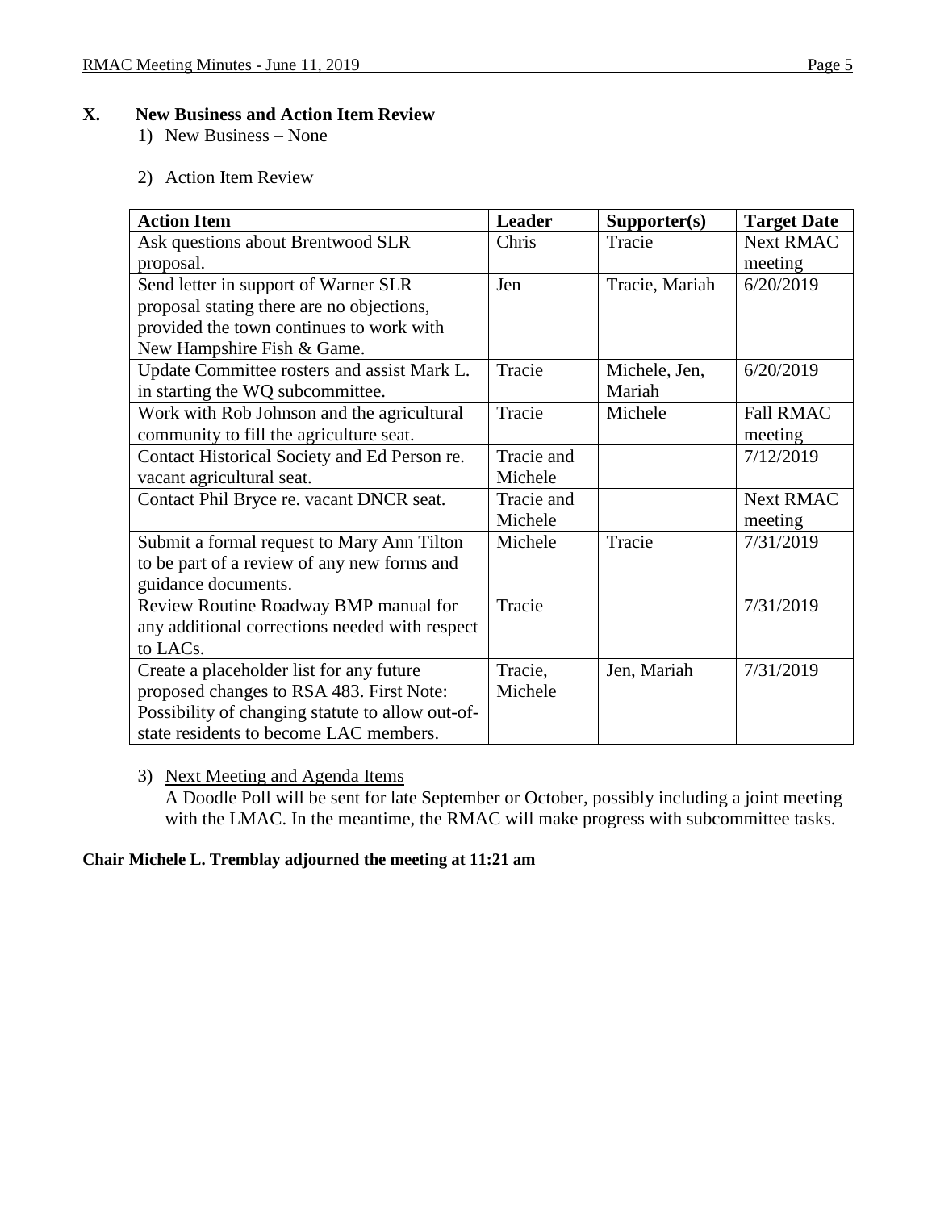## X. New Business and Action Item Review

1) New Business – None

2) Action Item Review

| Action Item | Leader | Supporter(s) | Target Date |
|---|---|---|---|
| Ask questions about Brentwood SLR proposal. | Chris | Tracie | Next RMAC meeting |
| Send letter in support of Warner SLR proposal stating there are no objections, provided the town continues to work with New Hampshire Fish & Game. | Jen | Tracie, Mariah | 6/20/2019 |
| Update Committee rosters and assist Mark L. in starting the WQ subcommittee. | Tracie | Michele, Jen, Mariah | 6/20/2019 |
| Work with Rob Johnson and the agricultural community to fill the agriculture seat. | Tracie | Michele | Fall RMAC meeting |
| Contact Historical Society and Ed Person re. vacant agricultural seat. | Tracie and Michele | | 7/12/2019 |
| Contact Phil Bryce re. vacant DNCR seat. | Tracie and Michele | | Next RMAC meeting |
| Submit a formal request to Mary Ann Tilton to be part of a review of any new forms and guidance documents. | Michele | Tracie | 7/31/2019 |
| Review Routine Roadway BMP manual for any additional corrections needed with respect to LACs. | Tracie | | 7/31/2019 |
| Create a placeholder list for any future proposed changes to RSA 483. First Note: Possibility of changing statute to allow out-of-state residents to become LAC members. | Tracie, Michele | Jen, Mariah | 7/31/2019 |

3) Next Meeting and Agenda Items

A Doodle Poll will be sent for late September or October, possibly including a joint meeting with the LMAC. In the meantime, the RMAC will make progress with subcommittee tasks.

**Chair Michele L. Tremblay adjourned the meeting at 11:21 am**